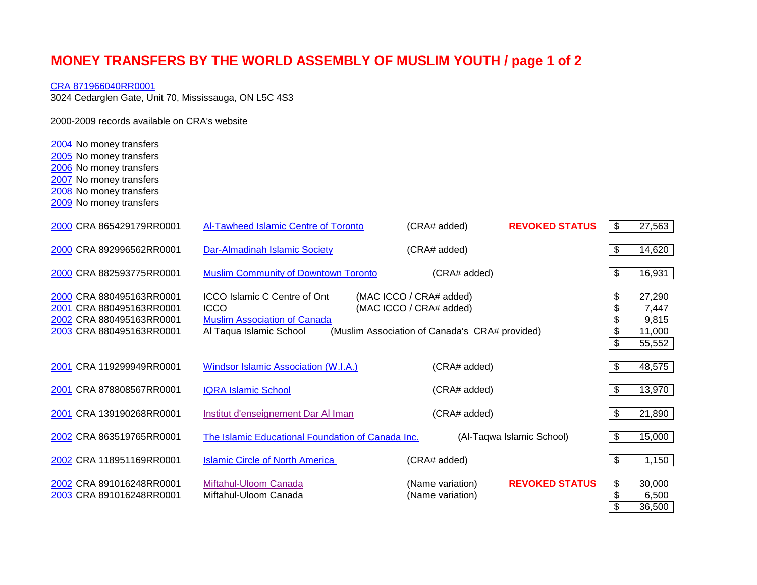# MONEY TRANSFERS BY THE WORLD ASSEMBLY OF MUSLIM YOUTH / page 1 of 2

CRA 871966040RR0001
3024 Cedarglen Gate, Unit 70, Mississauga, ON L5C 4S3

2000-2009 records available on CRA's website

2004 No money transfers
2005 No money transfers
2006 No money transfers
2007 No money transfers
2008 No money transfers
2009 No money transfers

| Year | CRA # | Organization | Note | Status | Amount |
|---|---|---|---|---|---|
| 2000 | CRA 865429179RR0001 | Al-Tawheed Islamic Centre of Toronto | (CRA# added) | REVOKED STATUS | $ 27,563 |
| 2000 | CRA 892996562RR0001 | Dar-Almadinah Islamic Society | (CRA# added) | | $ 14,620 |
| 2000 | CRA 882593775RR0001 | Muslim Community of Downtown Toronto | (CRA# added) | | $ 16,931 |
| 2000 | CRA 880495163RR0001 | ICCO Islamic C Centre of Ont | (MAC ICCO / CRA# added) | | $ 27,290 |
| 2001 | CRA 880495163RR0001 | ICCO | (MAC ICCO / CRA# added) | | $ 7,447 |
| 2002 | CRA 880495163RR0001 | Muslim Association of Canada | | | $ 9,815 |
| 2003 | CRA 880495163RR0001 | Al Taqua Islamic School | (Muslim Association of Canada's CRA# provided) | | $ 11,000 |
| | | | | | $ 55,552 |
| 2001 | CRA 119299949RR0001 | Windsor Islamic Association (W.I.A.) | (CRA# added) | | $ 48,575 |
| 2001 | CRA 878808567RR0001 | IQRA Islamic School | (CRA# added) | | $ 13,970 |
| 2001 | CRA 139190268RR0001 | Institut d'enseignement Dar Al Iman | (CRA# added) | | $ 21,890 |
| 2002 | CRA 863519765RR0001 | The Islamic Educational Foundation of Canada Inc. | (Al-Taqwa Islamic School) | | $ 15,000 |
| 2002 | CRA 118951169RR0001 | Islamic Circle of North America | (CRA# added) | | $ 1,150 |
| 2002 | CRA 891016248RR0001 | Miftahul-Uloom Canada | (Name variation) | REVOKED STATUS | $ 30,000 |
| 2003 | CRA 891016248RR0001 | Miftahul-Uloom Canada | (Name variation) | | $ 6,500 |
| | | | | | $ 36,500 |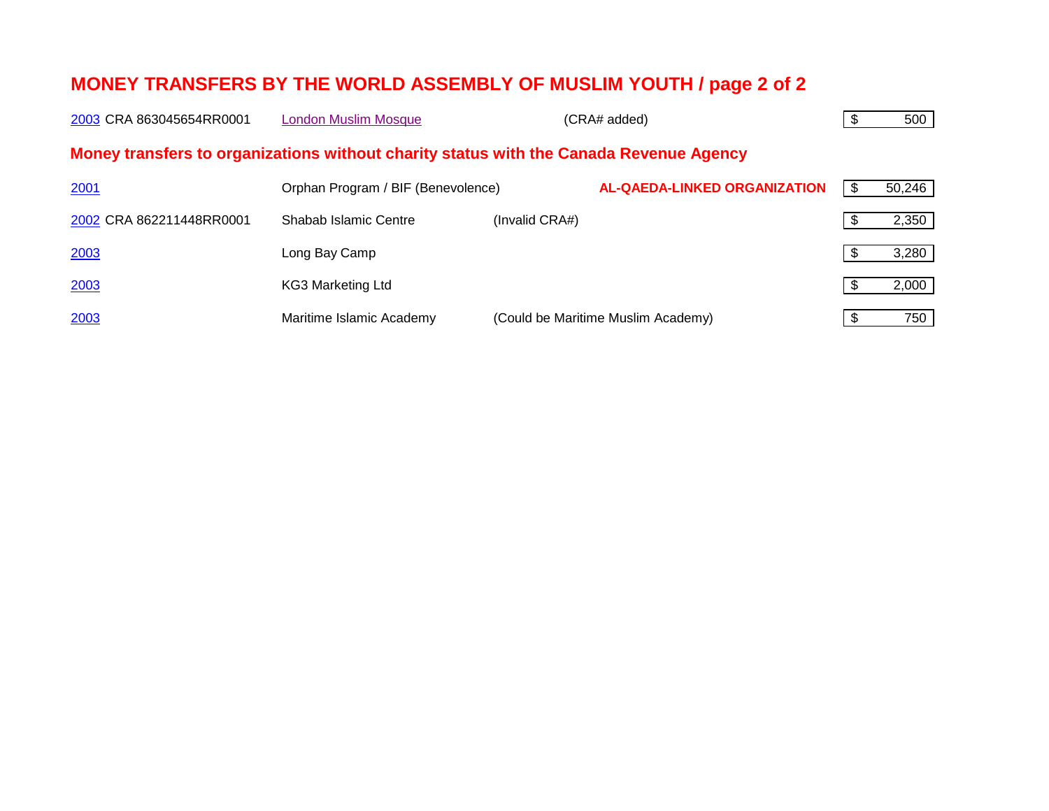# MONEY TRANSFERS BY THE WORLD ASSEMBLY OF MUSLIM YOUTH / page 2 of 2

| | | | | |
|---|---|---|---|---|
| 2003 | CRA 863045654RR0001 | London Muslim Mosque | (CRA# added) | $ 500 |

## Money transfers to organizations without charity status with the Canada Revenue Agency

| | | | | |
|---|---|---|---|---|
| 2001 | | Orphan Program / BIF (Benevolence) | **AL-QAEDA-LINKED ORGANIZATION** | $ 50,246 |
| 2002 | CRA 862211448RR0001 | Shabab Islamic Centre | (Invalid CRA#) | $ 2,350 |
| 2003 | | Long Bay Camp | | $ 3,280 |
| 2003 | | KG3 Marketing Ltd | | $ 2,000 |
| 2003 | | Maritime Islamic Academy | (Could be Maritime Muslim Academy) | $ 750 |